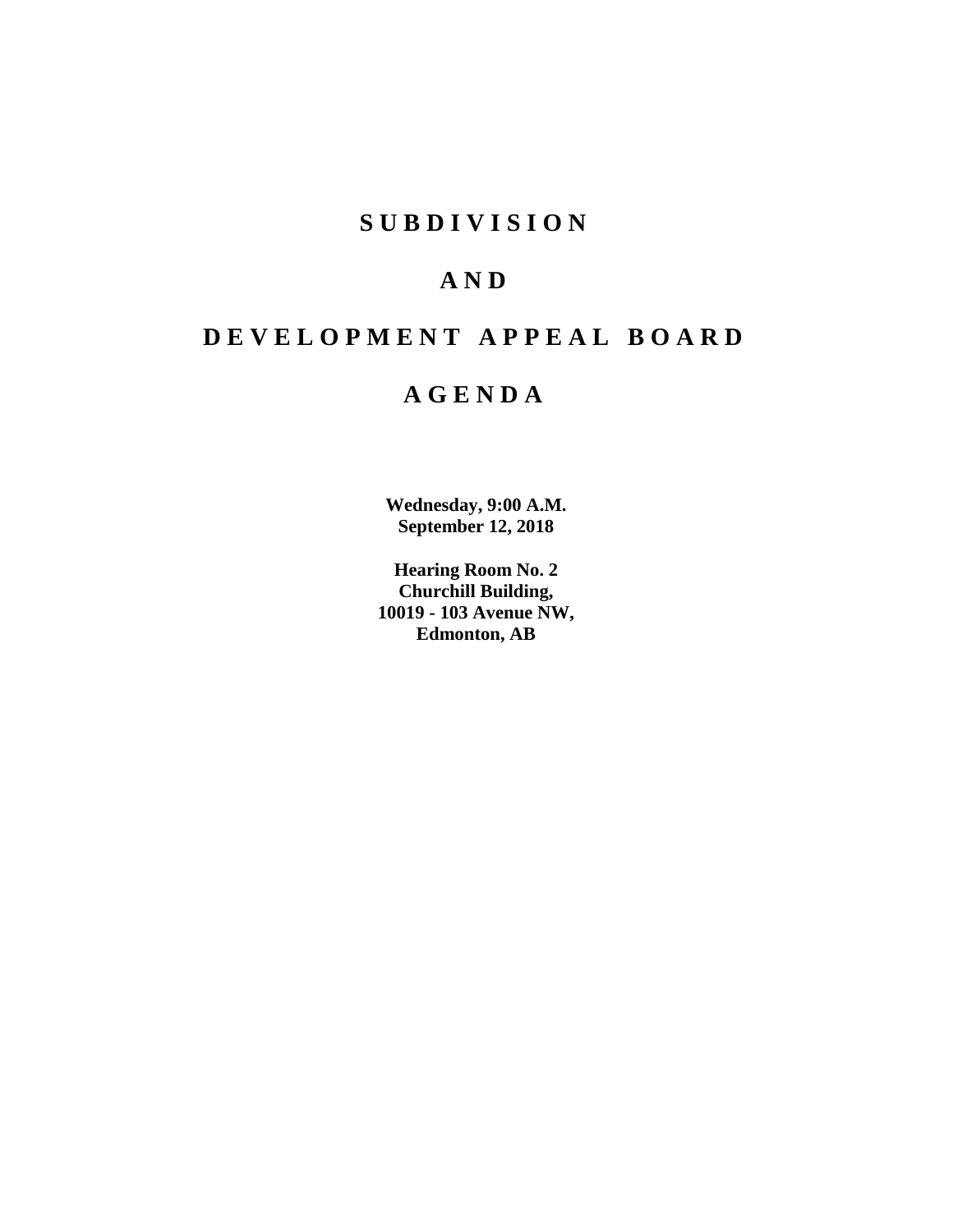# SUBDIVISION

# AND

# DEVELOPMENT APPEAL BOARD

# AGENDA

**Wednesday, 9:00 A.M.**
**September 12, 2018**

**Hearing Room No. 2**
**Churchill Building,**
**10019 - 103 Avenue NW,**
**Edmonton, AB**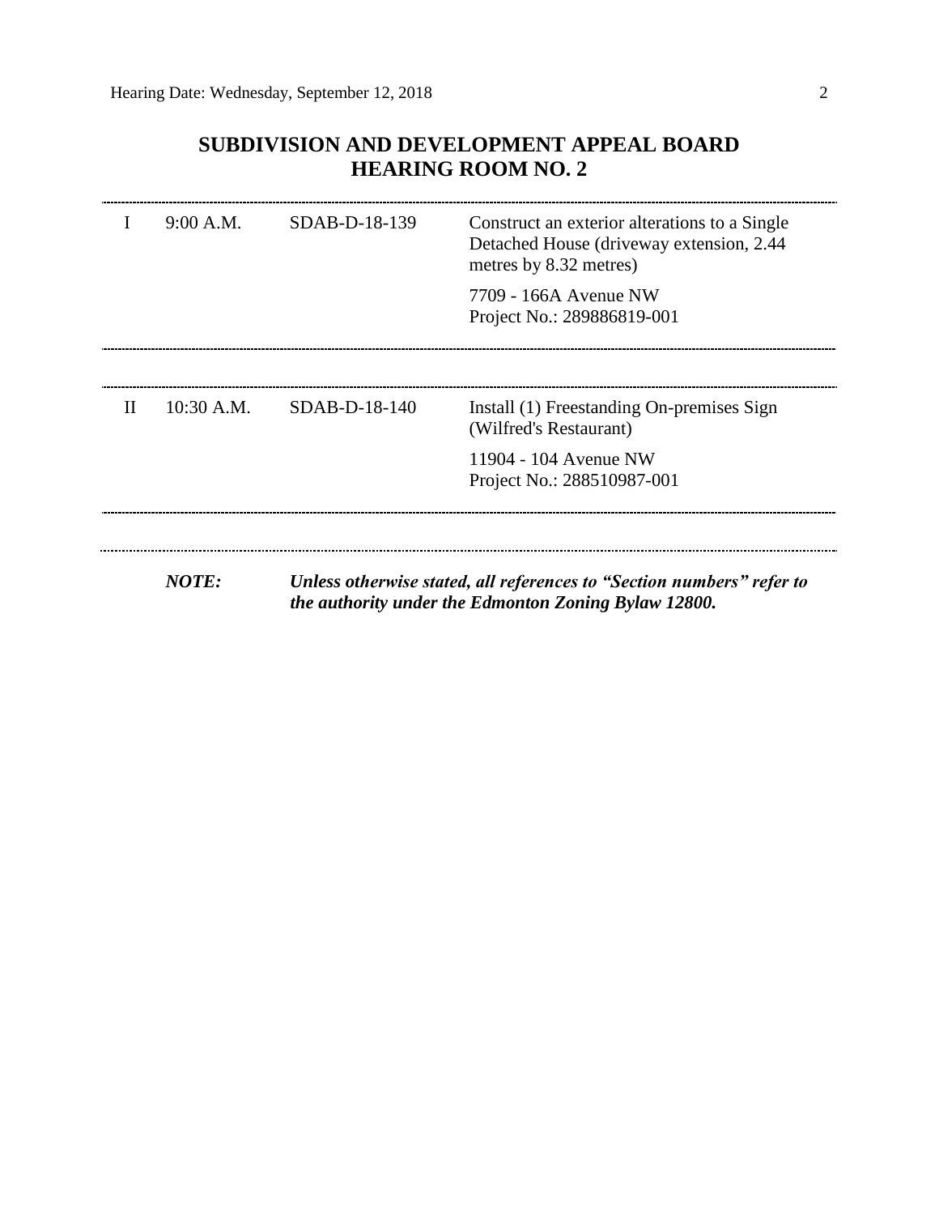## SUBDIVISION AND DEVELOPMENT APPEAL BOARD
## HEARING ROOM NO. 2

| | | | |
|---|---|---|---|
| I | 9:00 A.M. | SDAB-D-18-139 | Construct an exterior alterations to a Single Detached House (driveway extension, 2.44 metres by 8.32 metres)<br><br>7709 - 166A Avenue NW<br>Project No.: 289886819-001 |
| II | 10:30 A.M. | SDAB-D-18-140 | Install (1) Freestanding On-premises Sign (Wilfred's Restaurant)<br><br>11904 - 104 Avenue NW<br>Project No.: 288510987-001 |

***NOTE:*** ***Unless otherwise stated, all references to "Section numbers" refer to the authority under the Edmonton Zoning Bylaw 12800.***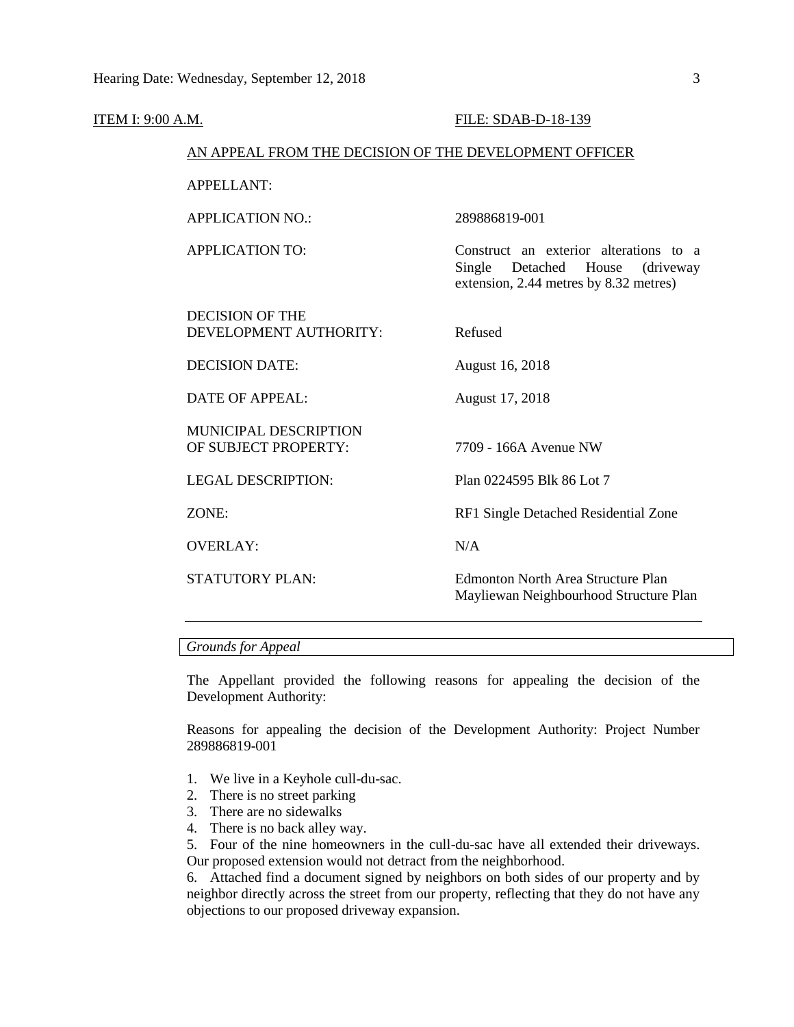ITEM I: 9:00 A.M. FILE: SDAB-D-18-139

AN APPEAL FROM THE DECISION OF THE DEVELOPMENT OFFICER

| | |
|---|---|
| APPELLANT: | |
| APPLICATION NO.: | 289886819-001 |
| APPLICATION TO: | Construct an exterior alterations to a Single Detached House (driveway extension, 2.44 metres by 8.32 metres) |
| DECISION OF THE DEVELOPMENT AUTHORITY: | Refused |
| DECISION DATE: | August 16, 2018 |
| DATE OF APPEAL: | August 17, 2018 |
| MUNICIPAL DESCRIPTION OF SUBJECT PROPERTY: | 7709 - 166A Avenue NW |
| LEGAL DESCRIPTION: | Plan 0224595 Blk 86 Lot 7 |
| ZONE: | RF1 Single Detached Residential Zone |
| OVERLAY: | N/A |
| STATUTORY PLAN: | Edmonton North Area Structure Plan<br>Mayliewan Neighbourhood Structure Plan |

---

*Grounds for Appeal*

The Appellant provided the following reasons for appealing the decision of the Development Authority:

Reasons for appealing the decision of the Development Authority: Project Number 289886819-001

1. We live in a Keyhole cull-du-sac.
2. There is no street parking
3. There are no sidewalks
4. There is no back alley way.
5. Four of the nine homeowners in the cull-du-sac have all extended their driveways. Our proposed extension would not detract from the neighborhood.
6. Attached find a document signed by neighbors on both sides of our property and by neighbor directly across the street from our property, reflecting that they do not have any objections to our proposed driveway expansion.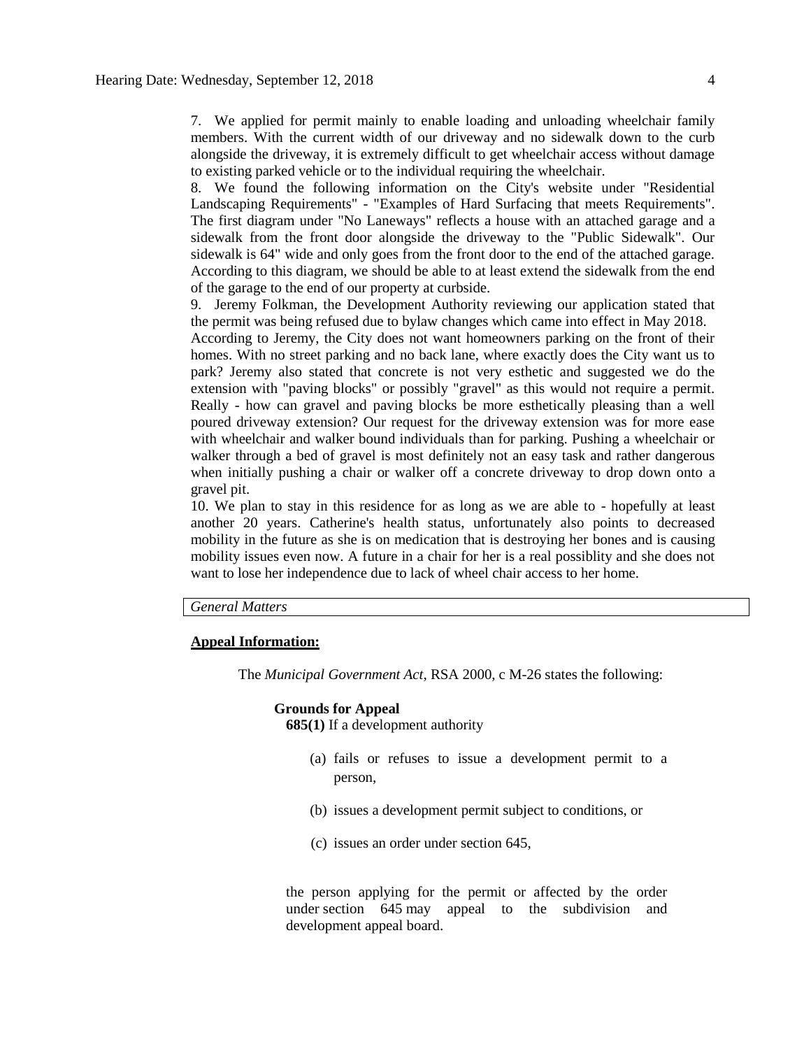7. We applied for permit mainly to enable loading and unloading wheelchair family members. With the current width of our driveway and no sidewalk down to the curb alongside the driveway, it is extremely difficult to get wheelchair access without damage to existing parked vehicle or to the individual requiring the wheelchair.

8. We found the following information on the City's website under "Residential Landscaping Requirements" - "Examples of Hard Surfacing that meets Requirements". The first diagram under "No Laneways" reflects a house with an attached garage and a sidewalk from the front door alongside the driveway to the "Public Sidewalk". Our sidewalk is 64" wide and only goes from the front door to the end of the attached garage. According to this diagram, we should be able to at least extend the sidewalk from the end of the garage to the end of our property at curbside.

9. Jeremy Folkman, the Development Authority reviewing our application stated that the permit was being refused due to bylaw changes which came into effect in May 2018. According to Jeremy, the City does not want homeowners parking on the front of their homes. With no street parking and no back lane, where exactly does the City want us to park? Jeremy also stated that concrete is not very esthetic and suggested we do the extension with "paving blocks" or possibly "gravel" as this would not require a permit. Really - how can gravel and paving blocks be more esthetically pleasing than a well poured driveway extension? Our request for the driveway extension was for more ease with wheelchair and walker bound individuals than for parking. Pushing a wheelchair or walker through a bed of gravel is most definitely not an easy task and rather dangerous when initially pushing a chair or walker off a concrete driveway to drop down onto a gravel pit.

10. We plan to stay in this residence for as long as we are able to - hopefully at least another 20 years. Catherine's health status, unfortunately also points to decreased mobility in the future as she is on medication that is destroying her bones and is causing mobility issues even now. A future in a chair for her is a real possiblity and she does not want to lose her independence due to lack of wheel chair access to her home.

*General Matters*

**Appeal Information:**

The *Municipal Government Act*, RSA 2000, c M-26 states the following:

**Grounds for Appeal**

**685(1)** If a development authority

(a) fails or refuses to issue a development permit to a person,

(b) issues a development permit subject to conditions, or

(c) issues an order under section 645,

the person applying for the permit or affected by the order under section 645 may appeal to the subdivision and development appeal board.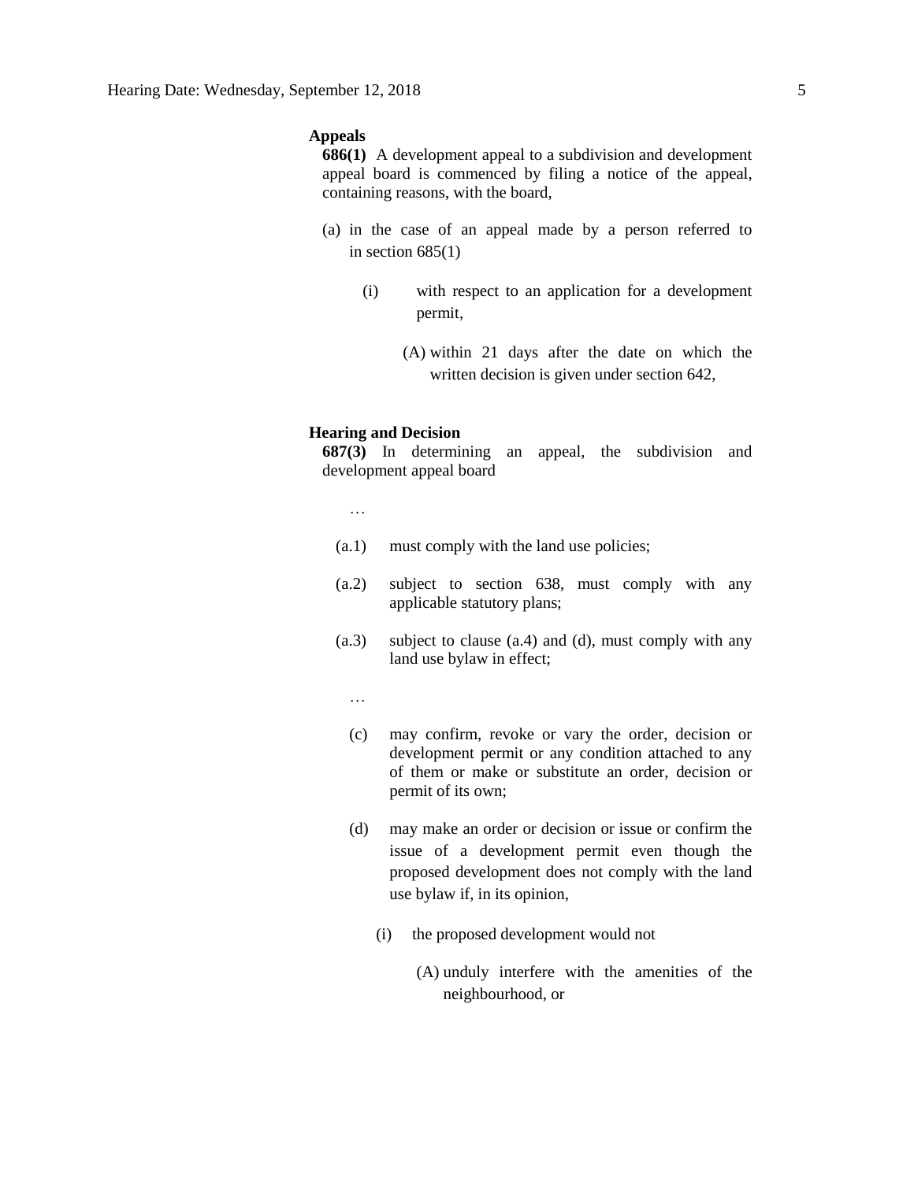**Appeals**

**686(1)** A development appeal to a subdivision and development appeal board is commenced by filing a notice of the appeal, containing reasons, with the board,

(a) in the case of an appeal made by a person referred to in section 685(1)

(i) with respect to an application for a development permit,

(A) within 21 days after the date on which the written decision is given under section 642,

**Hearing and Decision**

**687(3)** In determining an appeal, the subdivision and development appeal board

…

(a.1) must comply with the land use policies;

(a.2) subject to section 638, must comply with any applicable statutory plans;

(a.3) subject to clause (a.4) and (d), must comply with any land use bylaw in effect;

…

(c) may confirm, revoke or vary the order, decision or development permit or any condition attached to any of them or make or substitute an order, decision or permit of its own;

(d) may make an order or decision or issue or confirm the issue of a development permit even though the proposed development does not comply with the land use bylaw if, in its opinion,

(i) the proposed development would not

(A) unduly interfere with the amenities of the neighbourhood, or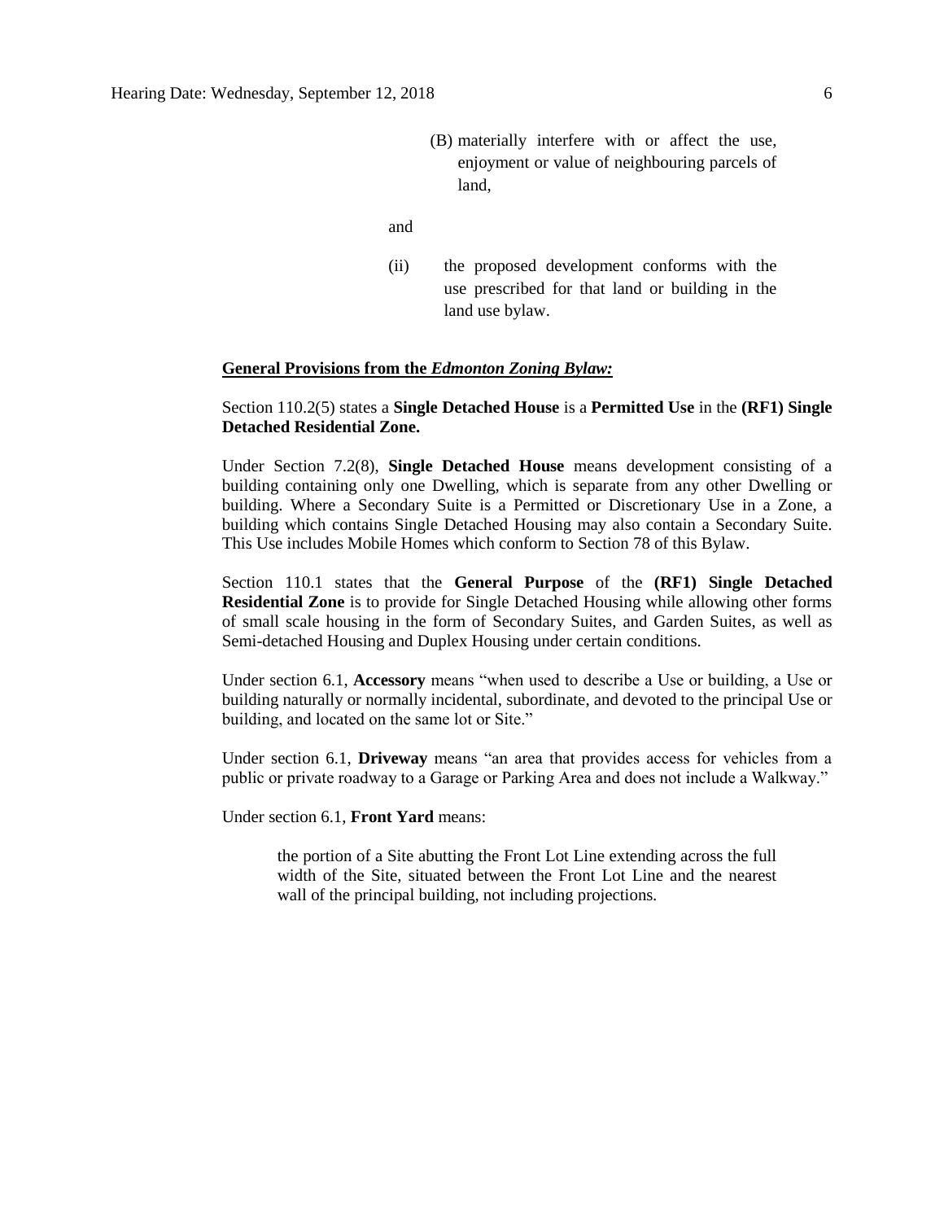(B) materially interfere with or affect the use, enjoyment or value of neighbouring parcels of land,

and

(ii) the proposed development conforms with the use prescribed for that land or building in the land use bylaw.

**General Provisions from the *Edmonton Zoning Bylaw:***

Section 110.2(5) states a **Single Detached House** is a **Permitted Use** in the **(RF1) Single Detached Residential Zone.**

Under Section 7.2(8), **Single Detached House** means development consisting of a building containing only one Dwelling, which is separate from any other Dwelling or building. Where a Secondary Suite is a Permitted or Discretionary Use in a Zone, a building which contains Single Detached Housing may also contain a Secondary Suite. This Use includes Mobile Homes which conform to Section 78 of this Bylaw.

Section 110.1 states that the **General Purpose** of the **(RF1) Single Detached Residential Zone** is to provide for Single Detached Housing while allowing other forms of small scale housing in the form of Secondary Suites, and Garden Suites, as well as Semi-detached Housing and Duplex Housing under certain conditions.

Under section 6.1, **Accessory** means "when used to describe a Use or building, a Use or building naturally or normally incidental, subordinate, and devoted to the principal Use or building, and located on the same lot or Site."

Under section 6.1, **Driveway** means "an area that provides access for vehicles from a public or private roadway to a Garage or Parking Area and does not include a Walkway."

Under section 6.1, **Front Yard** means:

> the portion of a Site abutting the Front Lot Line extending across the full width of the Site, situated between the Front Lot Line and the nearest wall of the principal building, not including projections.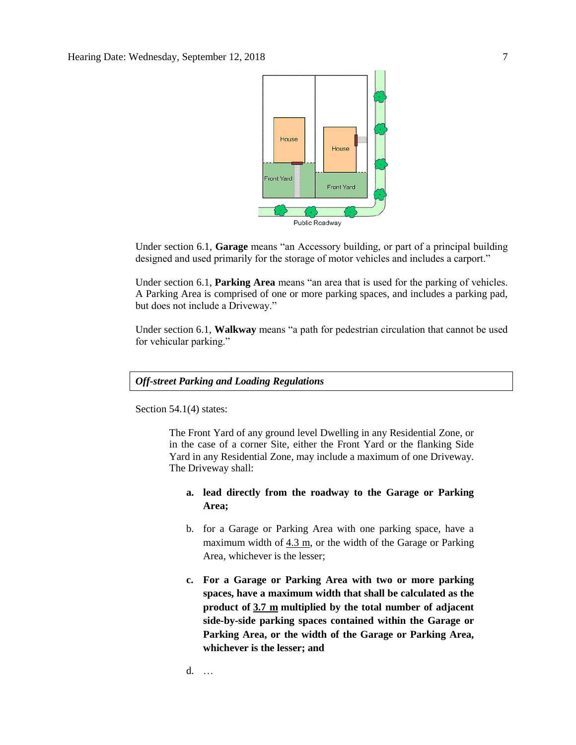Under section 6.1, **Garage** means "an Accessory building, or part of a principal building designed and used primarily for the storage of motor vehicles and includes a carport."

Under section 6.1, **Parking Area** means "an area that is used for the parking of vehicles. A Parking Area is comprised of one or more parking spaces, and includes a parking pad, but does not include a Driveway."

Under section 6.1, **Walkway** means "a path for pedestrian circulation that cannot be used for vehicular parking."

***Off-street Parking and Loading Regulations***

Section 54.1(4) states:

> The Front Yard of any ground level Dwelling in any Residential Zone, or in the case of a corner Site, either the Front Yard or the flanking Side Yard in any Residential Zone, may include a maximum of one Driveway. The Driveway shall:
>
> a. **lead directly from the roadway to the Garage or Parking Area;**
>
> b. for a Garage or Parking Area with one parking space, have a maximum width of 4.3 m, or the width of the Garage or Parking Area, whichever is the lesser;
>
> c. **For a Garage or Parking Area with two or more parking spaces, have a maximum width that shall be calculated as the product of 3.7 m multiplied by the total number of adjacent side-by-side parking spaces contained within the Garage or Parking Area, or the width of the Garage or Parking Area, whichever is the lesser; and**
>
> d. …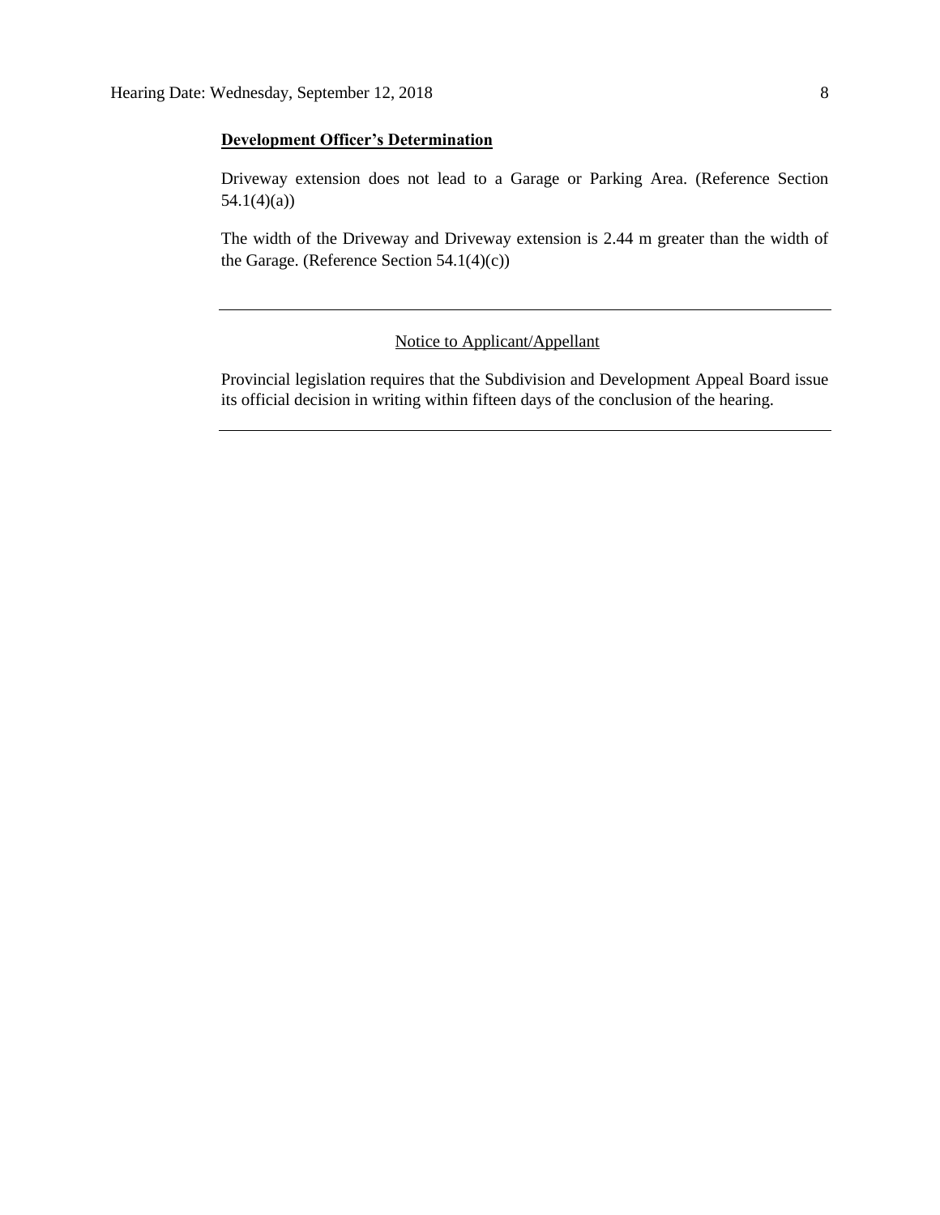**Development Officer's Determination**

Driveway extension does not lead to a Garage or Parking Area. (Reference Section 54.1(4)(a))

The width of the Driveway and Driveway extension is 2.44 m greater than the width of the Garage. (Reference Section 54.1(4)(c))

---

Notice to Applicant/Appellant

Provincial legislation requires that the Subdivision and Development Appeal Board issue its official decision in writing within fifteen days of the conclusion of the hearing.

---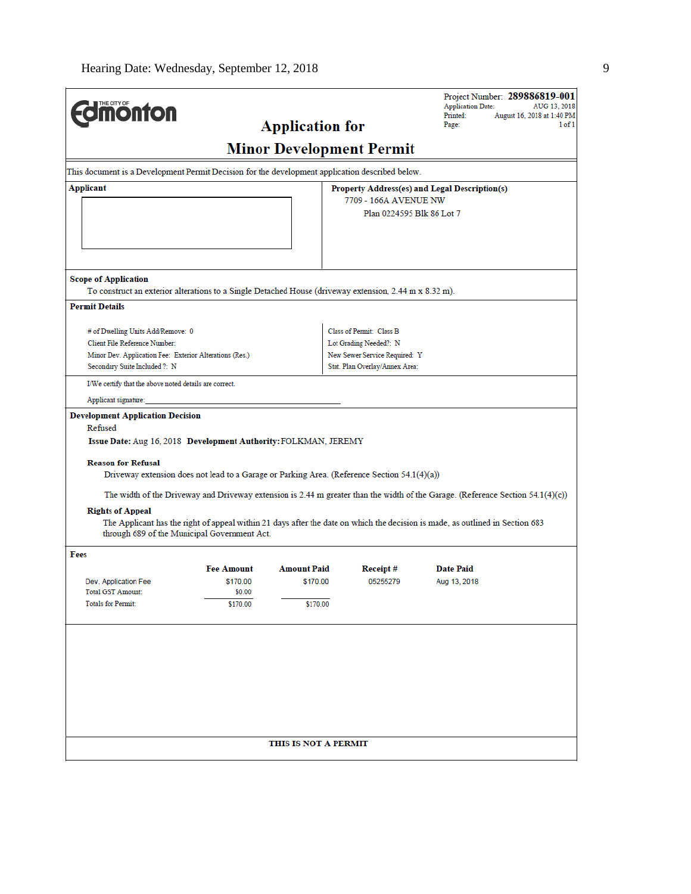Hearing Date: Wednesday, September 12, 2018

THE CITY OF Edmonton

Project Number: **289886819-001**
Application Date: AUG 13, 2018
Printed: August 16, 2018 at 1:40 PM
Page: 1 of 1

# Application for Minor Development Permit

This document is a Development Permit Decision for the development application described below.

**Applicant**

**Property Address(es) and Legal Description(s)**
7709 - 166A AVENUE NW
Plan 0224595 Blk 86 Lot 7

**Scope of Application**
To construct an exterior alterations to a Single Detached House (driveway extension, 2.44 m x 8.32 m).

**Permit Details**

| | |
|---|---|
| # of Dwelling Units Add/Remove: 0 | Class of Permit: Class B |
| Client File Reference Number: | Lot Grading Needed?: N |
| Minor Dev. Application Fee: Exterior Alterations (Res.) | New Sewer Service Required: Y |
| Secondary Suite Included ?: N | Stat. Plan Overlay/Annex Area: |

I/We certify that the above noted details are correct.

Applicant signature:______________________________

**Development Application Decision**
Refused

**Issue Date:** Aug 16, 2018 **Development Authority:** FOLKMAN, JEREMY

**Reason for Refusal**

Driveway extension does not lead to a Garage or Parking Area. (Reference Section 54.1(4)(a))

The width of the Driveway and Driveway extension is 2.44 m greater than the width of the Garage. (Reference Section 54.1(4)(c))

**Rights of Appeal**

The Applicant has the right of appeal within 21 days after the date on which the decision is made, as outlined in Section 683 through 689 of the Municipal Government Act.

**Fees**

| | Fee Amount | Amount Paid | Receipt # | Date Paid |
|---|---|---|---|---|
| Dev. Application Fee | $170.00 | $170.00 | 05255279 | Aug 13, 2018 |
| Total GST Amount: | $0.00 | | | |
| Totals for Permit: | $170.00 | $170.00 | | |

**THIS IS NOT A PERMIT**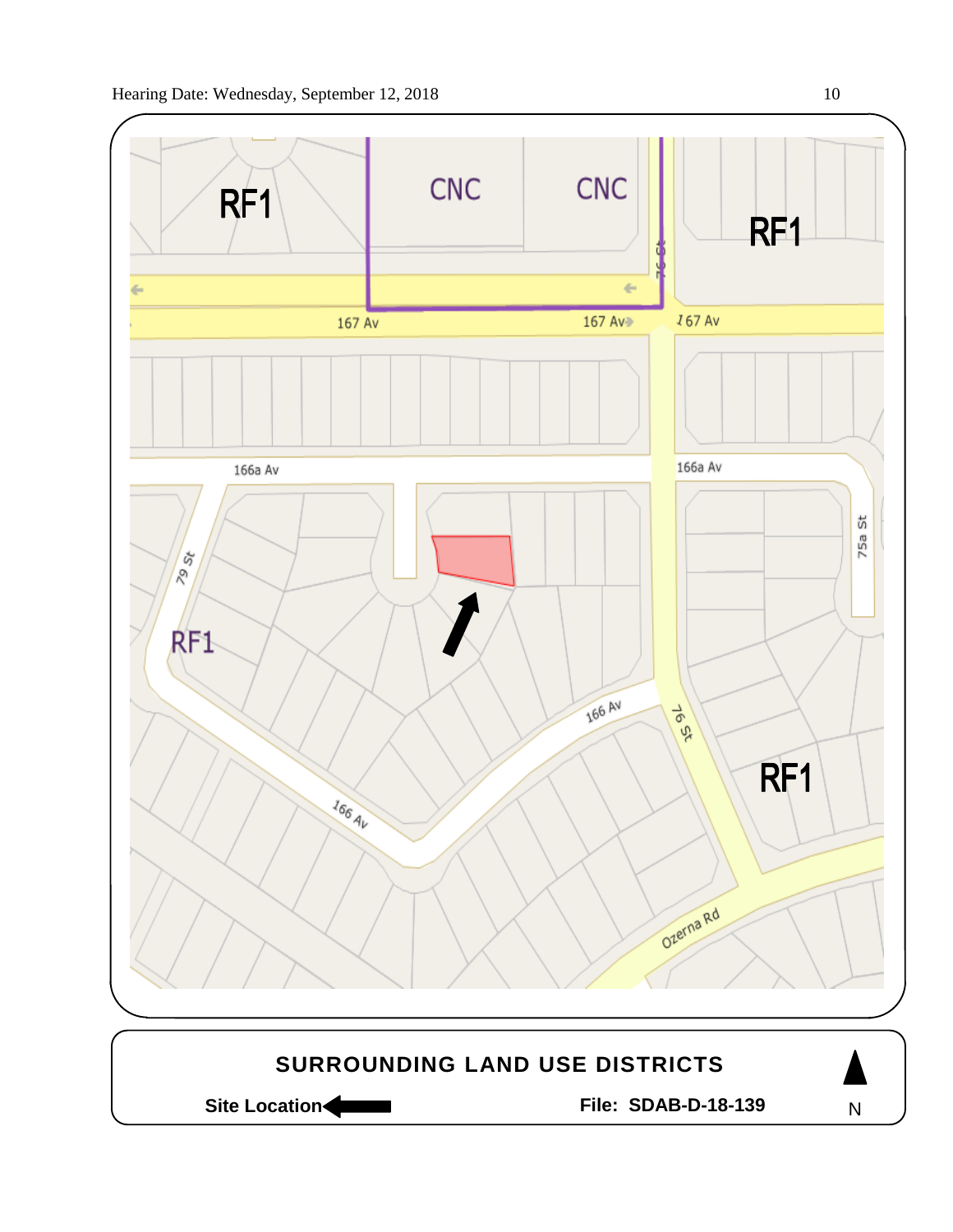RF1

CNC

CNC

RF1

167 Av

167 Av

167 Av

76 St

166a Av

166a Av

75a St

79 St

RF1

166 Av

76 St

RF1

166 Av

Ozerna Rd

## SURROUNDING LAND USE DISTRICTS

**Site Location** ←

**File: SDAB-D-18-139**

N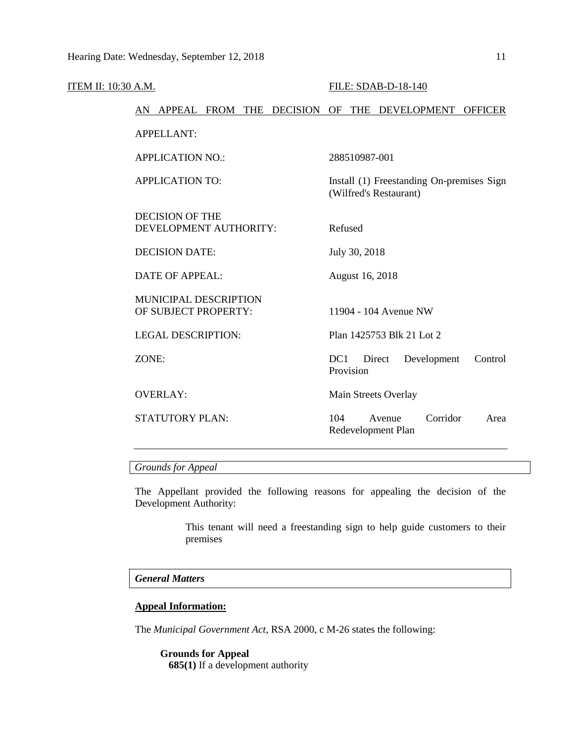ITEM II: 10:30 A.M. FILE: SDAB-D-18-140

AN APPEAL FROM THE DECISION OF THE DEVELOPMENT OFFICER

| | |
|---|---|
| APPELLANT: | |
| APPLICATION NO.: | 288510987-001 |
| APPLICATION TO: | Install (1) Freestanding On-premises Sign (Wilfred's Restaurant) |
| DECISION OF THE DEVELOPMENT AUTHORITY: | Refused |
| DECISION DATE: | July 30, 2018 |
| DATE OF APPEAL: | August 16, 2018 |
| MUNICIPAL DESCRIPTION OF SUBJECT PROPERTY: | 11904 - 104 Avenue NW |
| LEGAL DESCRIPTION: | Plan 1425753 Blk 21 Lot 2 |
| ZONE: | DC1 Direct Development Control Provision |
| OVERLAY: | Main Streets Overlay |
| STATUTORY PLAN: | 104 Avenue Corridor Area Redevelopment Plan |

---

*Grounds for Appeal*

The Appellant provided the following reasons for appealing the decision of the Development Authority:

> This tenant will need a freestanding sign to help guide customers to their premises

***General Matters***

**Appeal Information:**

The *Municipal Government Act*, RSA 2000, c M-26 states the following:

**Grounds for Appeal**

**685(1)** If a development authority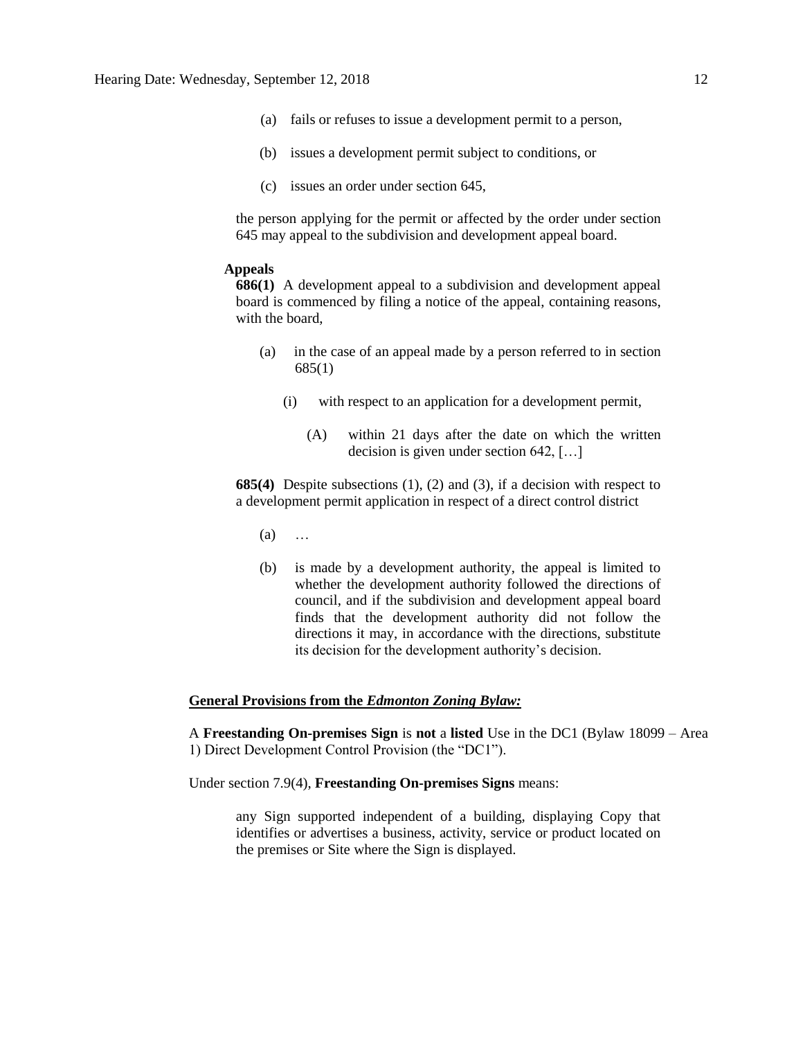(a) fails or refuses to issue a development permit to a person,

(b) issues a development permit subject to conditions, or

(c) issues an order under section 645,

the person applying for the permit or affected by the order under section 645 may appeal to the subdivision and development appeal board.

**Appeals**

**686(1)** A development appeal to a subdivision and development appeal board is commenced by filing a notice of the appeal, containing reasons, with the board,

(a) in the case of an appeal made by a person referred to in section 685(1)

(i) with respect to an application for a development permit,

(A) within 21 days after the date on which the written decision is given under section 642, […]

**685(4)** Despite subsections (1), (2) and (3), if a decision with respect to a development permit application in respect of a direct control district

(a) …

(b) is made by a development authority, the appeal is limited to whether the development authority followed the directions of council, and if the subdivision and development appeal board finds that the development authority did not follow the directions it may, in accordance with the directions, substitute its decision for the development authority's decision.

**General Provisions from the *Edmonton Zoning Bylaw:***

A **Freestanding On-premises Sign** is **not** a **listed** Use in the DC1 (Bylaw 18099 – Area 1) Direct Development Control Provision (the "DC1").

Under section 7.9(4), **Freestanding On-premises Signs** means:

> any Sign supported independent of a building, displaying Copy that identifies or advertises a business, activity, service or product located on the premises or Site where the Sign is displayed.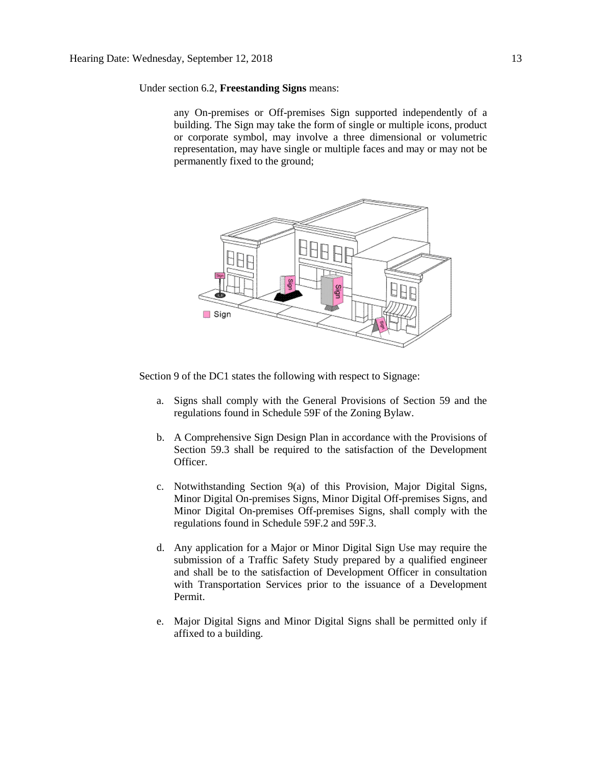Under section 6.2, **Freestanding Signs** means:

> any On-premises or Off-premises Sign supported independently of a building. The Sign may take the form of single or multiple icons, product or corporate symbol, may involve a three dimensional or volumetric representation, may have single or multiple faces and may or may not be permanently fixed to the ground;

Section 9 of the DC1 states the following with respect to Signage:

a. Signs shall comply with the General Provisions of Section 59 and the regulations found in Schedule 59F of the Zoning Bylaw.

b. A Comprehensive Sign Design Plan in accordance with the Provisions of Section 59.3 shall be required to the satisfaction of the Development Officer.

c. Notwithstanding Section 9(a) of this Provision, Major Digital Signs, Minor Digital On-premises Signs, Minor Digital Off-premises Signs, and Minor Digital On-premises Off-premises Signs, shall comply with the regulations found in Schedule 59F.2 and 59F.3.

d. Any application for a Major or Minor Digital Sign Use may require the submission of a Traffic Safety Study prepared by a qualified engineer and shall be to the satisfaction of Development Officer in consultation with Transportation Services prior to the issuance of a Development Permit.

e. Major Digital Signs and Minor Digital Signs shall be permitted only if affixed to a building.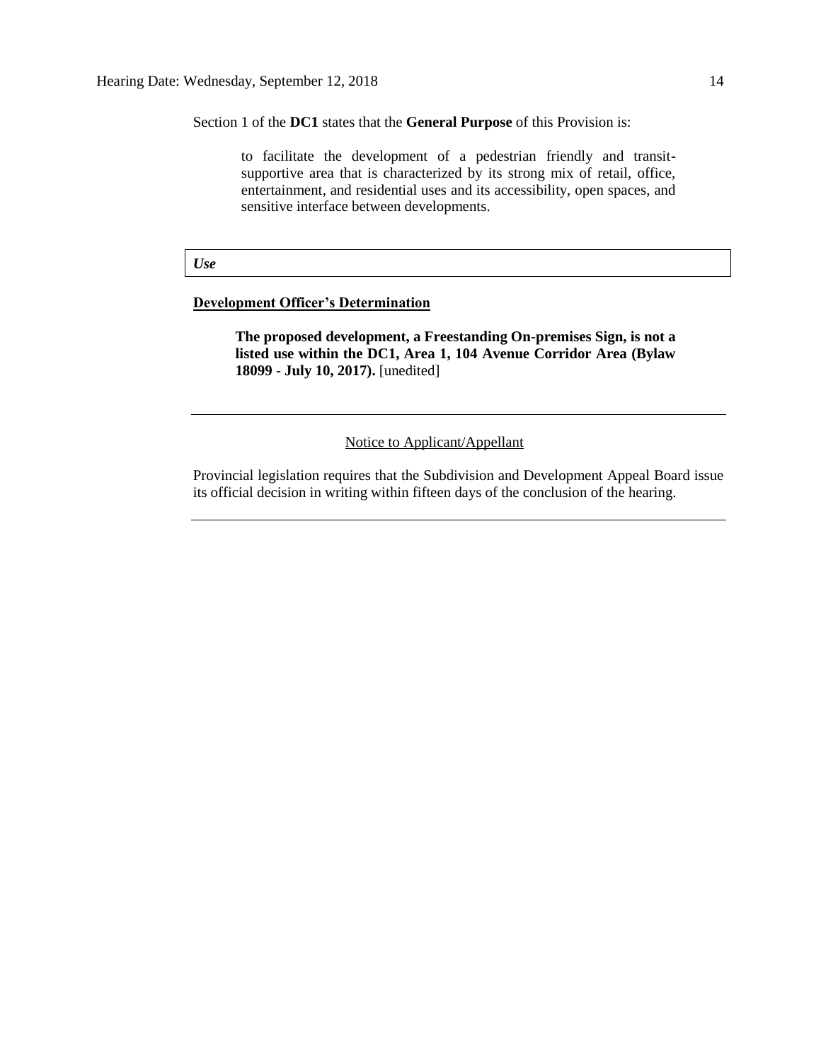Section 1 of the **DC1** states that the **General Purpose** of this Provision is:

> to facilitate the development of a pedestrian friendly and transit-supportive area that is characterized by its strong mix of retail, office, entertainment, and residential uses and its accessibility, open spaces, and sensitive interface between developments.

***Use***

**Development Officer's Determination**

> **The proposed development, a Freestanding On-premises Sign, is not a listed use within the DC1, Area 1, 104 Avenue Corridor Area (Bylaw 18099 - July 10, 2017).** [unedited]

---

Notice to Applicant/Appellant

Provincial legislation requires that the Subdivision and Development Appeal Board issue its official decision in writing within fifteen days of the conclusion of the hearing.

---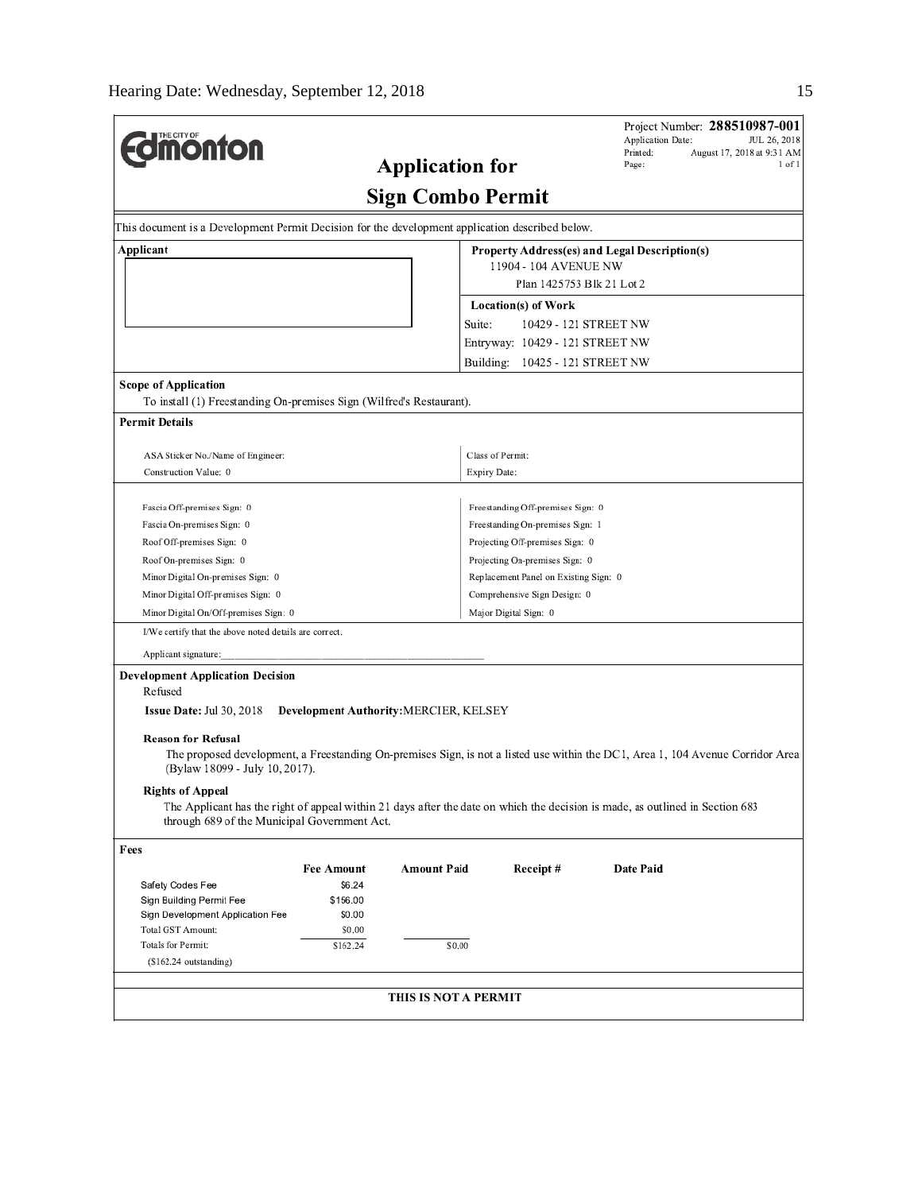# Edmonton

## Application for

## Sign Combo Permit

Project Number: **288510987-001**
Application Date: JUL 26, 2018
Printed: August 17, 2018 at 9:31 AM
Page: 1 of 1

This document is a Development Permit Decision for the development application described below.

**Applicant**

**Property Address(es) and Legal Description(s)**
11904 - 104 AVENUE NW
Plan 1425753 Blk 21 Lot 2

**Location(s) of Work**
Suite: 10429 - 121 STREET NW
Entryway: 10429 - 121 STREET NW
Building: 10425 - 121 STREET NW

**Scope of Application**
To install (1) Freestanding On-premises Sign (Wilfred's Restaurant).

**Permit Details**

| | |
|---|---|
| ASA Sticker No./Name of Engineer: | Class of Permit: |
| Construction Value: 0 | Expiry Date: |

| | |
|---|---|
| Fascia Off-premises Sign: 0 | Freestanding Off-premises Sign: 0 |
| Fascia On-premises Sign: 0 | Freestanding On-premises Sign: 1 |
| Roof Off-premises Sign: 0 | Projecting Off-premises Sign: 0 |
| Roof On-premises Sign: 0 | Projecting On-premises Sign: 0 |
| Minor Digital On-premises Sign: 0 | Replacement Panel on Existing Sign: 0 |
| Minor Digital Off-premises Sign: 0 | Comprehensive Sign Design: 0 |
| Minor Digital On/Off-premises Sign: 0 | Major Digital Sign: 0 |

I/We certify that the above noted details are correct.

Applicant signature:_______________________________

**Development Application Decision**
Refused

**Issue Date:** Jul 30, 2018 **Development Authority:** MERCIER, KELSEY

**Reason for Refusal**
The proposed development, a Freestanding On-premises Sign, is not a listed use within the DC1, Area 1, 104 Avenue Corridor Area (Bylaw 18099 - July 10, 2017).

**Rights of Appeal**
The Applicant has the right of appeal within 21 days after the date on which the decision is made, as outlined in Section 683 through 689 of the Municipal Government Act.

**Fees**

| | Fee Amount | Amount Paid | Receipt # | Date Paid |
|---|---|---|---|---|
| Safety Codes Fee | $6.24 | | | |
| Sign Building Permit Fee | $156.00 | | | |
| Sign Development Application Fee | $0.00 | | | |
| Total GST Amount: | $0.00 | | | |
| Totals for Permit: | $162.24 | $0.00 | | |
| ($162.24 outstanding) | | | | |

**THIS IS NOT A PERMIT**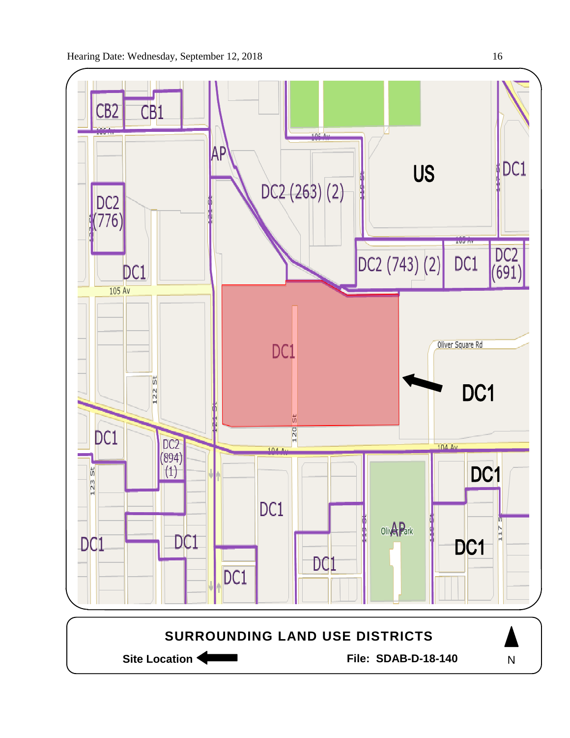CB2
CB1
106 Av
106 Av
AP
DC2 (263) (2)
US
DC1
DC2 (776)
123 St
121 St
119 St
117 St
DC1
105 Av
105 Av
DC2 (743) (2)
DC1
DC2 (691)
DC1
Oliver Square Rd
122 St
121 St
120 St
DC1
DC1
DC2 (894) (1)
104 Av
104 Av
DC1
123 St
DC1
119 St
118 St
117 St
AP
Oliver Park
DC1
DC1
DC1
DC1
DC1
DC1

**SURROUNDING LAND USE DISTRICTS**

**Site Location** ⬅

**File: SDAB-D-18-140**

N